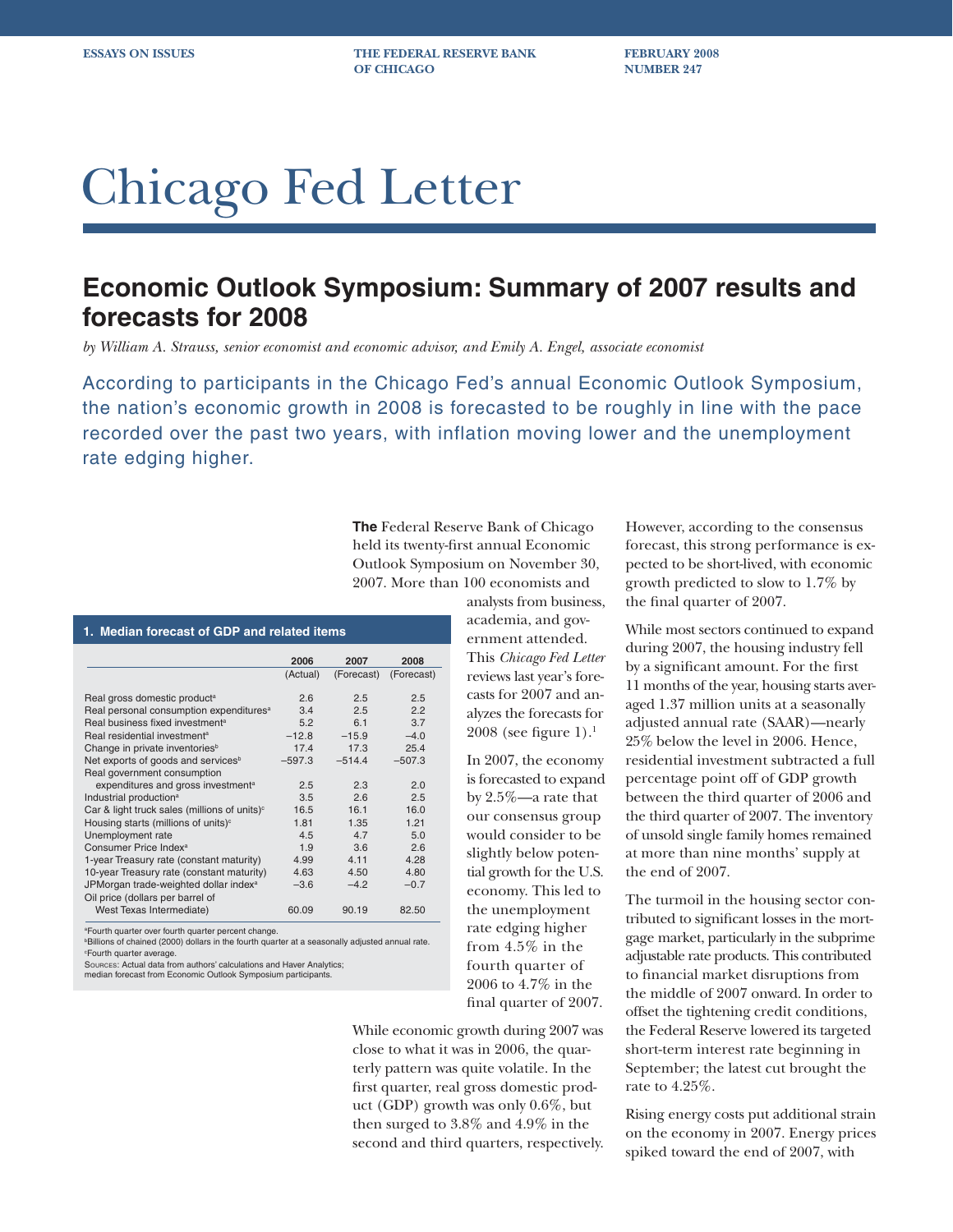ESSAYS ON ISSUES — THE FEDERAL RESERVE BANK OF CHICAGO — FEBRUARY 2008 NUMBER 247

# Chicago Fed Letter

## Economic Outlook Symposium: Summary of 2007 results and forecasts for 2008

*by William A. Strauss, senior economist and economic advisor, and Emily A. Engel, associate economist*

According to participants in the Chicago Fed's annual Economic Outlook Symposium, the nation's economic growth in 2008 is forecasted to be roughly in line with the pace recorded over the past two years, with inflation moving lower and the unemployment rate edging higher.

**The** Federal Reserve Bank of Chicago held its twenty-first annual Economic Outlook Symposium on November 30, 2007. More than 100 economists and analysts from business, academia, and government attended. This *Chicago Fed Letter* reviews last year's forecasts for 2007 and analyzes the forecasts for 2008 (see figure 1).[1]

**1. Median forecast of GDP and related items**

| | 2006 (Actual) | 2007 (Forecast) | 2008 (Forecast) |
|---|---|---|---|
| Real gross domestic product[a] | 2.6 | 2.5 | 2.5 |
| Real personal consumption expenditures[a] | 3.4 | 2.5 | 2.2 |
| Real business fixed investment[a] | 5.2 | 6.1 | 3.7 |
| Real residential investment[a] | −12.8 | −15.9 | −4.0 |
| Change in private inventories[b] | 17.4 | 17.3 | 25.4 |
| Net exports of goods and services[b] | −597.3 | −514.4 | −507.3 |
| Real government consumption expenditures and gross investment[a] | 2.5 | 2.3 | 2.0 |
| Industrial production[a] | 3.5 | 2.6 | 2.5 |
| Car & light truck sales (millions of units)[c] | 16.5 | 16.1 | 16.0 |
| Housing starts (millions of units)[c] | 1.81 | 1.35 | 1.21 |
| Unemployment rate | 4.5 | 4.7 | 5.0 |
| Consumer Price Index[a] | 1.9 | 3.6 | 2.6 |
| 1-year Treasury rate (constant maturity) | 4.99 | 4.11 | 4.28 |
| 10-year Treasury rate (constant maturity) | 4.63 | 4.50 | 4.80 |
| JPMorgan trade-weighted dollar index[a] | −3.6 | −4.2 | −0.7 |
| Oil price (dollars per barrel of West Texas Intermediate) | 60.09 | 90.19 | 82.50 |

[a]Fourth quarter over fourth quarter percent change.
[b]Billions of chained (2000) dollars in the fourth quarter at a seasonally adjusted annual rate.
[c]Fourth quarter average.
Sources: Actual data from authors' calculations and Haver Analytics; median forecast from Economic Outlook Symposium participants.

In 2007, the economy is forecasted to expand by 2.5%—a rate that our consensus group would consider to be slightly below potential growth for the U.S. economy. This led to the unemployment rate edging higher from 4.5% in the fourth quarter of 2006 to 4.7% in the final quarter of 2007.

While economic growth during 2007 was close to what it was in 2006, the quarterly pattern was quite volatile. In the first quarter, real gross domestic product (GDP) growth was only 0.6%, but then surged to 3.8% and 4.9% in the second and third quarters, respectively. However, according to the consensus forecast, this strong performance is expected to be short-lived, with economic growth predicted to slow to 1.7% by the final quarter of 2007.

While most sectors continued to expand during 2007, the housing industry fell by a significant amount. For the first 11 months of the year, housing starts averaged 1.37 million units at a seasonally adjusted annual rate (SAAR)—nearly 25% below the level in 2006. Hence, residential investment subtracted a full percentage point off of GDP growth between the third quarter of 2006 and the third quarter of 2007. The inventory of unsold single family homes remained at more than nine months' supply at the end of 2007.

The turmoil in the housing sector contributed to significant losses in the mortgage market, particularly in the subprime adjustable rate products. This contributed to financial market disruptions from the middle of 2007 onward. In order to offset the tightening credit conditions, the Federal Reserve lowered its targeted short-term interest rate beginning in September; the latest cut brought the rate to 4.25%.

Rising energy costs put additional strain on the economy in 2007. Energy prices spiked toward the end of 2007, with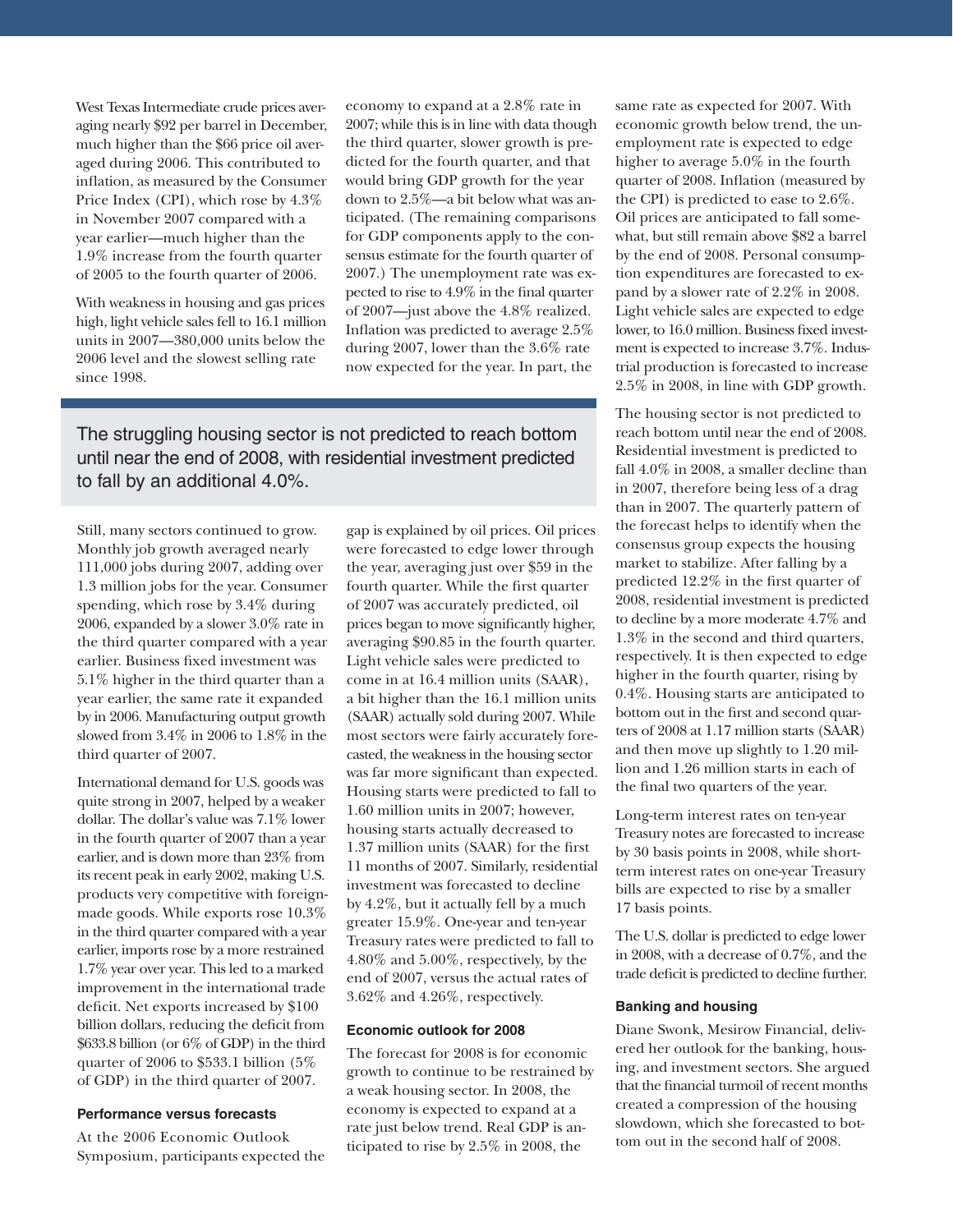West Texas Intermediate crude prices averaging nearly $92 per barrel in December, much higher than the $66 price oil averaged during 2006. This contributed to inflation, as measured by the Consumer Price Index (CPI), which rose by 4.3% in November 2007 compared with a year earlier—much higher than the 1.9% increase from the fourth quarter of 2005 to the fourth quarter of 2006.

With weakness in housing and gas prices high, light vehicle sales fell to 16.1 million units in 2007—380,000 units below the 2006 level and the slowest selling rate since 1998.

Still, many sectors continued to grow. Monthly job growth averaged nearly 111,000 jobs during 2007, adding over 1.3 million jobs for the year. Consumer spending, which rose by 3.4% during 2006, expanded by a slower 3.0% rate in the third quarter compared with a year earlier. Business fixed investment was 5.1% higher in the third quarter than a year earlier, the same rate it expanded by in 2006. Manufacturing output growth slowed from 3.4% in 2006 to 1.8% in the third quarter of 2007.

International demand for U.S. goods was quite strong in 2007, helped by a weaker dollar. The dollar's value was 7.1% lower in the fourth quarter of 2007 than a year earlier, and is down more than 23% from its recent peak in early 2002, making U.S. products very competitive with foreign-made goods. While exports rose 10.3% in the third quarter compared with a year earlier, imports rose by a more restrained 1.7% year over year. This led to a marked improvement in the international trade deficit. Net exports increased by $100 billion dollars, reducing the deficit from $633.8 billion (or 6% of GDP) in the third quarter of 2006 to $533.1 billion (5% of GDP) in the third quarter of 2007.

### Performance versus forecasts

At the 2006 Economic Outlook Symposium, participants expected the economy to expand at a 2.8% rate in 2007; while this is in line with data though the third quarter, slower growth is predicted for the fourth quarter, and that would bring GDP growth for the year down to 2.5%—a bit below what was anticipated. (The remaining comparisons for GDP components apply to the consensus estimate for the fourth quarter of 2007.) The unemployment rate was expected to rise to 4.9% in the final quarter of 2007—just above the 4.8% realized. Inflation was predicted to average 2.5% during 2007, lower than the 3.6% rate now expected for the year. In part, the gap is explained by oil prices. Oil prices were forecasted to edge lower through the year, averaging just over $59 in the fourth quarter. While the first quarter of 2007 was accurately predicted, oil prices began to move significantly higher, averaging $90.85 in the fourth quarter. Light vehicle sales were predicted to come in at 16.4 million units (SAAR), a bit higher than the 16.1 million units (SAAR) actually sold during 2007. While most sectors were fairly accurately forecasted, the weakness in the housing sector was far more significant than expected. Housing starts were predicted to fall to 1.60 million units in 2007; however, housing starts actually decreased to 1.37 million units (SAAR) for the first 11 months of 2007. Similarly, residential investment was forecasted to decline by 4.2%, but it actually fell by a much greater 15.9%. One-year and ten-year Treasury rates were predicted to fall to 4.80% and 5.00%, respectively, by the end of 2007, versus the actual rates of 3.62% and 4.26%, respectively.

> The struggling housing sector is not predicted to reach bottom until near the end of 2008, with residential investment predicted to fall by an additional 4.0%.

### Economic outlook for 2008

The forecast for 2008 is for economic growth to continue to be restrained by a weak housing sector. In 2008, the economy is expected to expand at a rate just below trend. Real GDP is anticipated to rise by 2.5% in 2008, the same rate as expected for 2007. With economic growth below trend, the unemployment rate is expected to edge higher to average 5.0% in the fourth quarter of 2008. Inflation (measured by the CPI) is predicted to ease to 2.6%. Oil prices are anticipated to fall somewhat, but still remain above $82 a barrel by the end of 2008. Personal consumption expenditures are forecasted to expand by a slower rate of 2.2% in 2008. Light vehicle sales are expected to edge lower, to 16.0 million. Business fixed investment is expected to increase 3.7%. Industrial production is forecasted to increase 2.5% in 2008, in line with GDP growth.

The housing sector is not predicted to reach bottom until near the end of 2008. Residential investment is predicted to fall 4.0% in 2008, a smaller decline than in 2007, therefore being less of a drag than in 2007. The quarterly pattern of the forecast helps to identify when the consensus group expects the housing market to stabilize. After falling by a predicted 12.2% in the first quarter of 2008, residential investment is predicted to decline by a more moderate 4.7% and 1.3% in the second and third quarters, respectively. It is then expected to edge higher in the fourth quarter, rising by 0.4%. Housing starts are anticipated to bottom out in the first and second quarters of 2008 at 1.17 million starts (SAAR) and then move up slightly to 1.20 million and 1.26 million starts in each of the final two quarters of the year.

Long-term interest rates on ten-year Treasury notes are forecasted to increase by 30 basis points in 2008, while short-term interest rates on one-year Treasury bills are expected to rise by a smaller 17 basis points.

The U.S. dollar is predicted to edge lower in 2008, with a decrease of 0.7%, and the trade deficit is predicted to decline further.

### Banking and housing

Diane Swonk, Mesirow Financial, delivered her outlook for the banking, housing, and investment sectors. She argued that the financial turmoil of recent months created a compression of the housing slowdown, which she forecasted to bottom out in the second half of 2008.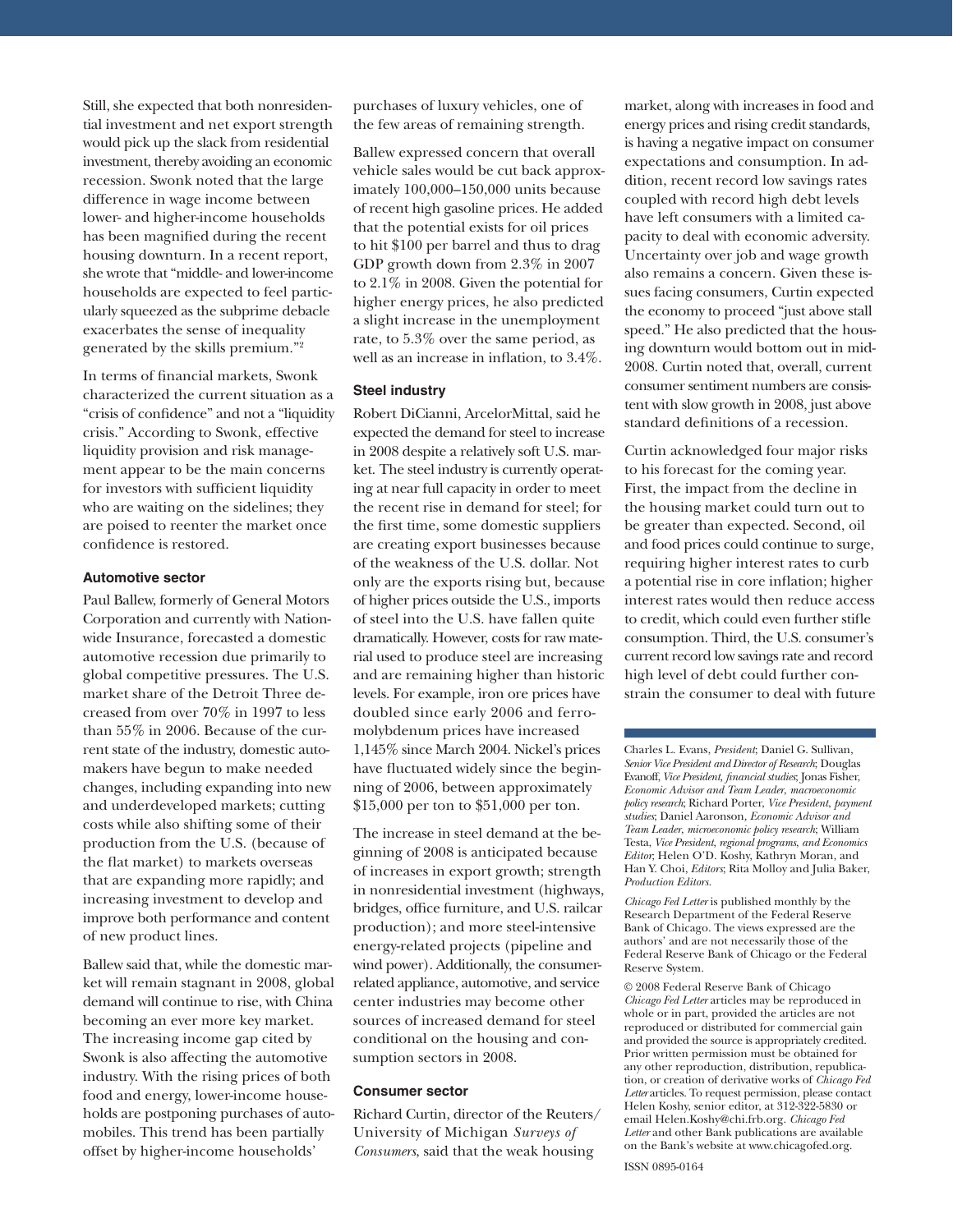Still, she expected that both nonresidential investment and net export strength would pick up the slack from residential investment, thereby avoiding an economic recession. Swonk noted that the large difference in wage income between lower- and higher-income households has been magnified during the recent housing downturn. In a recent report, she wrote that "middle- and lower-income households are expected to feel particularly squeezed as the subprime debacle exacerbates the sense of inequality generated by the skills premium."[2]

In terms of financial markets, Swonk characterized the current situation as a "crisis of confidence" and not a "liquidity crisis." According to Swonk, effective liquidity provision and risk management appear to be the main concerns for investors with sufficient liquidity who are waiting on the sidelines; they are poised to reenter the market once confidence is restored.

### Automotive sector

Paul Ballew, formerly of General Motors Corporation and currently with Nationwide Insurance, forecasted a domestic automotive recession due primarily to global competitive pressures. The U.S. market share of the Detroit Three decreased from over 70% in 1997 to less than 55% in 2006. Because of the current state of the industry, domestic automakers have begun to make needed changes, including expanding into new and underdeveloped markets; cutting costs while also shifting some of their production from the U.S. (because of the flat market) to markets overseas that are expanding more rapidly; and increasing investment to develop and improve both performance and content of new product lines.

Ballew said that, while the domestic market will remain stagnant in 2008, global demand will continue to rise, with China becoming an ever more key market. The increasing income gap cited by Swonk is also affecting the automotive industry. With the rising prices of both food and energy, lower-income households are postponing purchases of automobiles. This trend has been partially offset by higher-income households' purchases of luxury vehicles, one of the few areas of remaining strength.

Ballew expressed concern that overall vehicle sales would be cut back approximately 100,000–150,000 units because of recent high gasoline prices. He added that the potential exists for oil prices to hit $100 per barrel and thus to drag GDP growth down from 2.3% in 2007 to 2.1% in 2008. Given the potential for higher energy prices, he also predicted a slight increase in the unemployment rate, to 5.3% over the same period, as well as an increase in inflation, to 3.4%.

### Steel industry

Robert DiCianni, ArcelorMittal, said he expected the demand for steel to increase in 2008 despite a relatively soft U.S. market. The steel industry is currently operating at near full capacity in order to meet the recent rise in demand for steel; for the first time, some domestic suppliers are creating export businesses because of the weakness of the U.S. dollar. Not only are the exports rising but, because of higher prices outside the U.S., imports of steel into the U.S. have fallen quite dramatically. However, costs for raw material used to produce steel are increasing and are remaining higher than historic levels. For example, iron ore prices have doubled since early 2006 and ferromolybdenum prices have increased 1,145% since March 2004. Nickel's prices have fluctuated widely since the beginning of 2006, between approximately $15,000 per ton to $51,000 per ton.

The increase in steel demand at the beginning of 2008 is anticipated because of increases in export growth; strength in nonresidential investment (highways, bridges, office furniture, and U.S. railcar production); and more steel-intensive energy-related projects (pipeline and wind power). Additionally, the consumer-related appliance, automotive, and service center industries may become other sources of increased demand for steel conditional on the housing and consumption sectors in 2008.

### Consumer sector

Richard Curtin, director of the Reuters/University of Michigan *Surveys of Consumers*, said that the weak housing market, along with increases in food and energy prices and rising credit standards, is having a negative impact on consumer expectations and consumption. In addition, recent record low savings rates coupled with record high debt levels have left consumers with a limited capacity to deal with economic adversity. Uncertainty over job and wage growth also remains a concern. Given these issues facing consumers, Curtin expected the economy to proceed "just above stall speed." He also predicted that the housing downturn would bottom out in mid-2008. Curtin noted that, overall, current consumer sentiment numbers are consistent with slow growth in 2008, just above standard definitions of a recession.

Curtin acknowledged four major risks to his forecast for the coming year. First, the impact from the decline in the housing market could turn out to be greater than expected. Second, oil and food prices could continue to surge, requiring higher interest rates to curb a potential rise in core inflation; higher interest rates would then reduce access to credit, which could even further stifle consumption. Third, the U.S. consumer's current record low savings rate and record high level of debt could further constrain the consumer to deal with future

---

Charles L. Evans, *President*; Daniel G. Sullivan, *Senior Vice President and Director of Research*; Douglas Evanoff, *Vice President, financial studies*; Jonas Fisher, *Economic Advisor and Team Leader, macroeconomic policy research*; Richard Porter, *Vice President, payment studies*; Daniel Aaronson, *Economic Advisor and Team Leader, microeconomic policy research*; William Testa, *Vice President, regional programs, and Economics Editor*; Helen O'D. Koshy, Kathryn Moran, and Han Y. Choi, *Editors*; Rita Molloy and Julia Baker, *Production Editors.*

*Chicago Fed Letter* is published monthly by the Research Department of the Federal Reserve Bank of Chicago. The views expressed are the authors' and are not necessarily those of the Federal Reserve Bank of Chicago or the Federal Reserve System.

© 2008 Federal Reserve Bank of Chicago
*Chicago Fed Letter* articles may be reproduced in whole or in part, provided the articles are not reproduced or distributed for commercial gain and provided the source is appropriately credited. Prior written permission must be obtained for any other reproduction, distribution, republication, or creation of derivative works of *Chicago Fed Letter* articles. To request permission, please contact Helen Koshy, senior editor, at 312-322-5830 or email Helen.Koshy@chi.frb.org. *Chicago Fed Letter* and other Bank publications are available on the Bank's website at www.chicagofed.org.

ISSN 0895-0164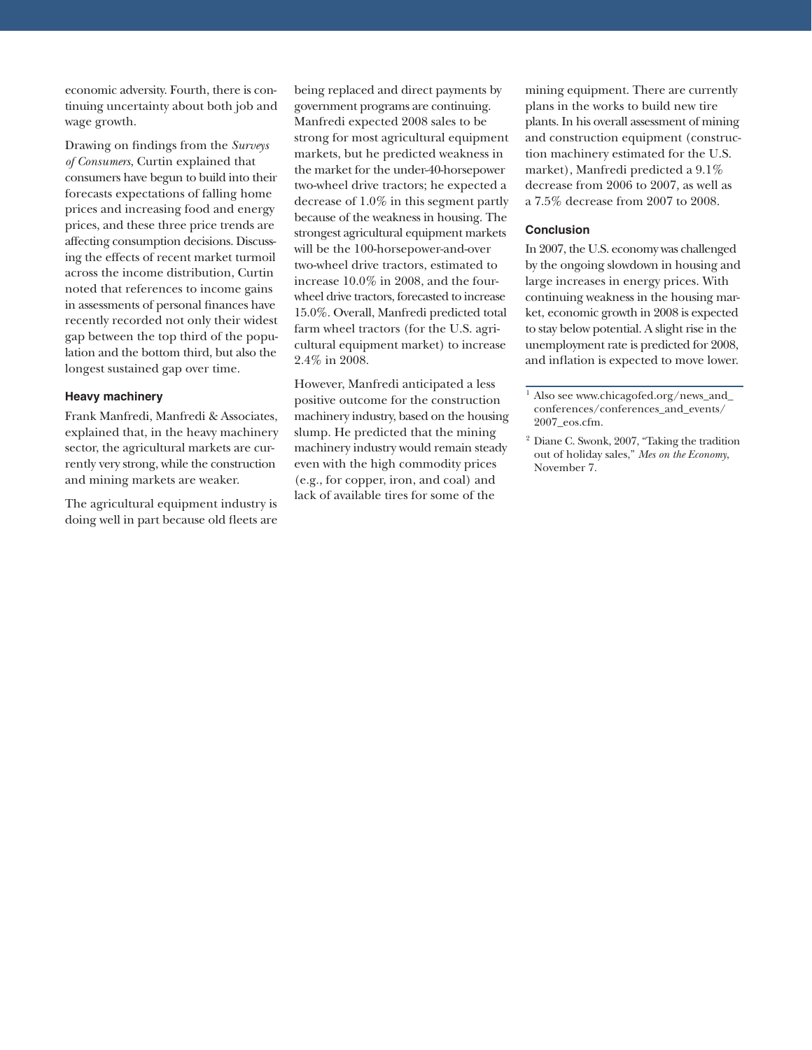economic adversity. Fourth, there is continuing uncertainty about both job and wage growth.

Drawing on findings from the *Surveys of Consumers*, Curtin explained that consumers have begun to build into their forecasts expectations of falling home prices and increasing food and energy prices, and these three price trends are affecting consumption decisions. Discussing the effects of recent market turmoil across the income distribution, Curtin noted that references to income gains in assessments of personal finances have recently recorded not only their widest gap between the top third of the population and the bottom third, but also the longest sustained gap over time.

### Heavy machinery

Frank Manfredi, Manfredi & Associates, explained that, in the heavy machinery sector, the agricultural markets are currently very strong, while the construction and mining markets are weaker.

The agricultural equipment industry is doing well in part because old fleets are being replaced and direct payments by government programs are continuing. Manfredi expected 2008 sales to be strong for most agricultural equipment markets, but he predicted weakness in the market for the under-40-horsepower two-wheel drive tractors; he expected a decrease of 1.0% in this segment partly because of the weakness in housing. The strongest agricultural equipment markets will be the 100-horsepower-and-over two-wheel drive tractors, estimated to increase 10.0% in 2008, and the four-wheel drive tractors, forecasted to increase 15.0%. Overall, Manfredi predicted total farm wheel tractors (for the U.S. agricultural equipment market) to increase 2.4% in 2008.

However, Manfredi anticipated a less positive outcome for the construction machinery industry, based on the housing slump. He predicted that the mining machinery industry would remain steady even with the high commodity prices (e.g., for copper, iron, and coal) and lack of available tires for some of the mining equipment. There are currently plans in the works to build new tire plants. In his overall assessment of mining and construction equipment (construction machinery estimated for the U.S. market), Manfredi predicted a 9.1% decrease from 2006 to 2007, as well as a 7.5% decrease from 2007 to 2008.

### Conclusion

In 2007, the U.S. economy was challenged by the ongoing slowdown in housing and large increases in energy prices. With continuing weakness in the housing market, economic growth in 2008 is expected to stay below potential. A slight rise in the unemployment rate is predicted for 2008, and inflation is expected to move lower.

---

[1] Also see www.chicagofed.org/news_and_conferences/conferences_and_events/2007_eos.cfm.

[2] Diane C. Swonk, 2007, "Taking the tradition out of holiday sales," *Mes on the Economy*, November 7.